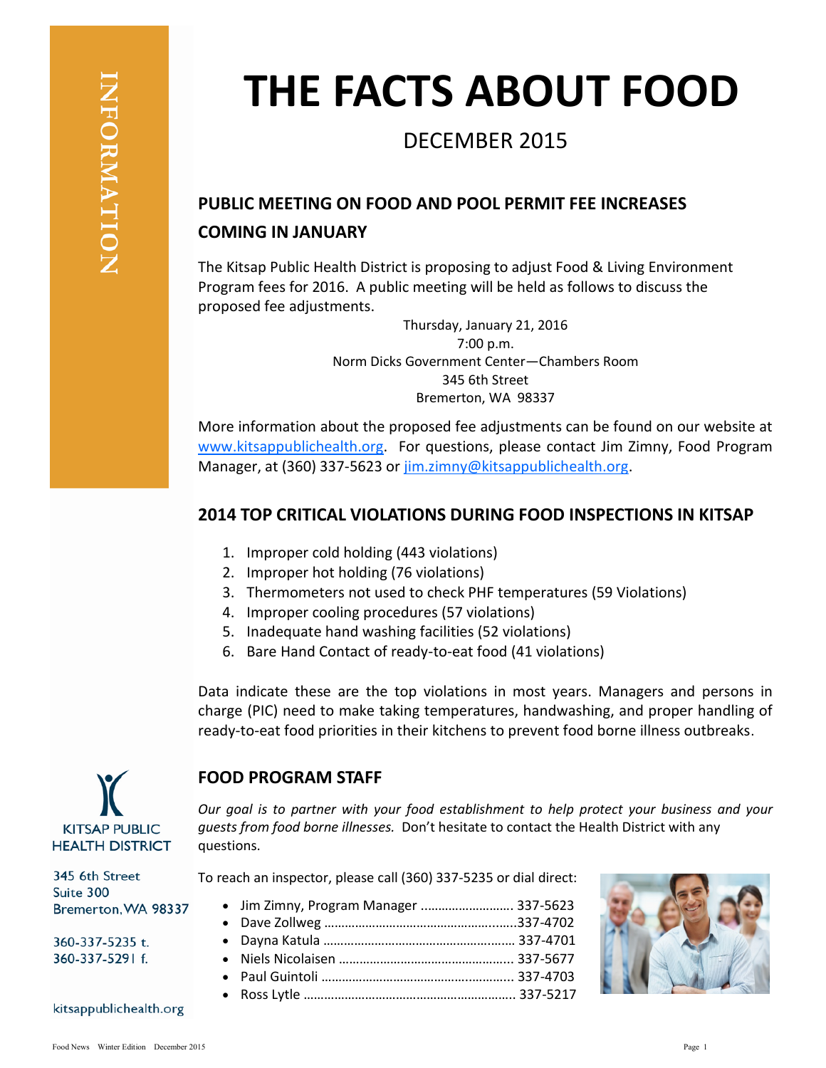INFORMATION

# THE FACTS ABOUT FOOD

DECEMBER 2015

## PUBLIC MEETING ON FOOD AND POOL PERMIT FEE INCREASES COMING IN JANUARY

The Kitsap Public Health District is proposing to adjust Food & Living Environment Program fees for 2016. A public meeting will be held as follows to discuss the proposed fee adjustments.

Thursday, January 21, 2016
7:00 p.m.
Norm Dicks Government Center—Chambers Room
345 6th Street
Bremerton, WA 98337

More information about the proposed fee adjustments can be found on our website at www.kitsappublichealth.org. For questions, please contact Jim Zimny, Food Program Manager, at (360) 337-5623 or jim.zimny@kitsappublichealth.org.

## 2014 TOP CRITICAL VIOLATIONS DURING FOOD INSPECTIONS IN KITSAP

1. Improper cold holding (443 violations)
2. Improper hot holding (76 violations)
3. Thermometers not used to check PHF temperatures (59 Violations)
4. Improper cooling procedures (57 violations)
5. Inadequate hand washing facilities (52 violations)
6. Bare Hand Contact of ready-to-eat food (41 violations)

Data indicate these are the top violations in most years. Managers and persons in charge (PIC) need to make taking temperatures, handwashing, and proper handling of ready-to-eat food priorities in their kitchens to prevent food borne illness outbreaks.

## FOOD PROGRAM STAFF

*Our goal is to partner with your food establishment to help protect your business and your guests from food borne illnesses.* Don't hesitate to contact the Health District with any questions.

To reach an inspector, please call (360) 337-5235 or dial direct:

- Jim Zimny, Program Manager .......................... 337-5623
- Dave Zollweg .......................................................337-4702
- Dayna Katula ...................................................... 337-4701
- Niels Nicolaisen .................................................. 337-5677
- Paul Guintoli ....................................................... 337-4703
- Ross Lytle ............................................................ 337-5217

KITSAP PUBLIC HEALTH DISTRICT

345 6th Street
Suite 300
Bremerton, WA 98337

360-337-5235 t.
360-337-5291 f.

kitsappublichealth.org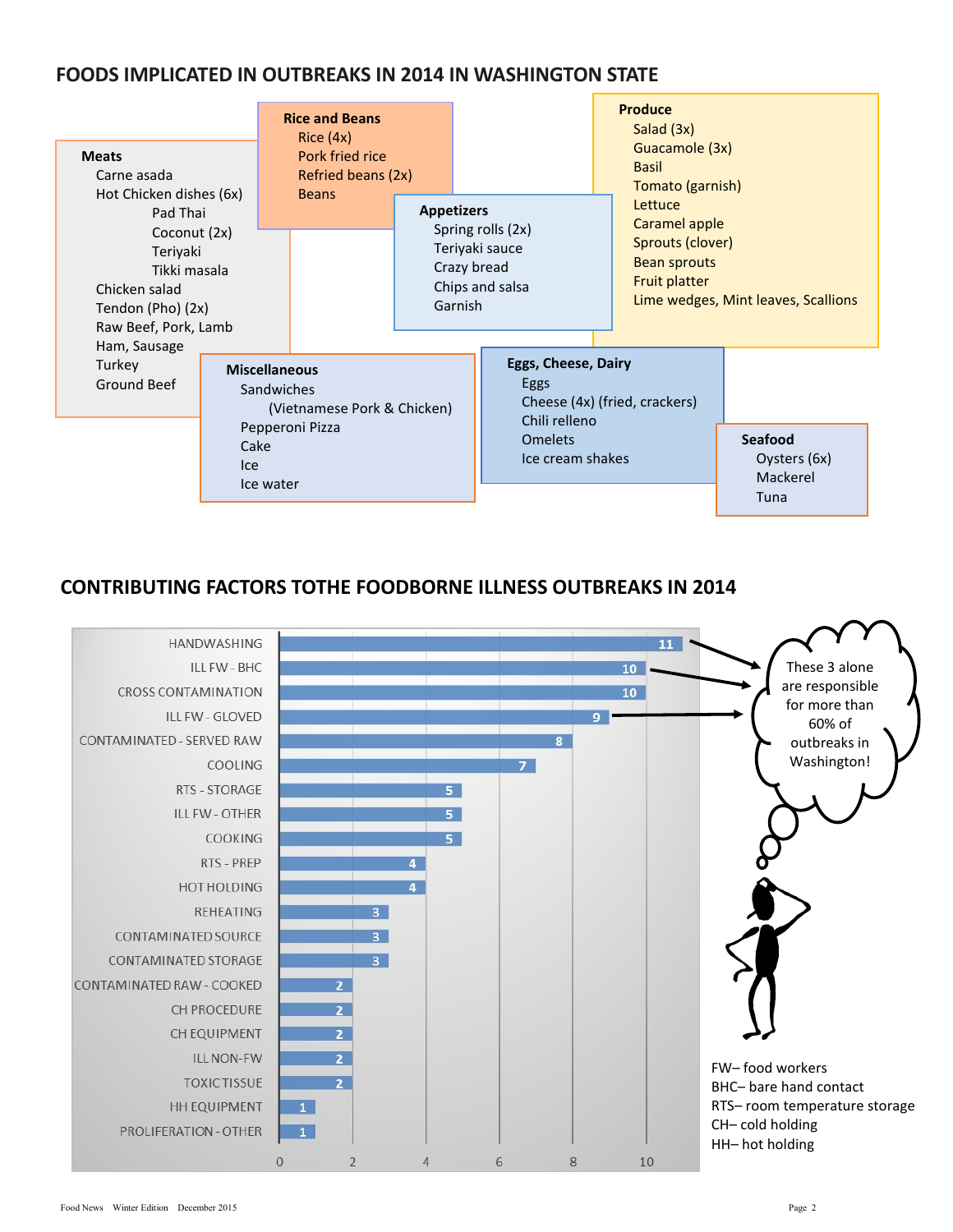## FOODS IMPLICATED IN OUTBREAKS IN 2014 IN WASHINGTON STATE

**Meats**
- Carne asada
- Hot Chicken dishes (6x)
  - Pad Thai
  - Coconut (2x)
  - Teriyaki
  - Tikki masala
- Chicken salad
- Tendon (Pho) (2x)
- Raw Beef, Pork, Lamb
- Ham, Sausage
- Turkey
- Ground Beef

**Rice and Beans**
- Rice (4x)
- Pork fried rice
- Refried beans (2x)
- Beans

**Appetizers**
- Spring rolls (2x)
- Teriyaki sauce
- Crazy bread
- Chips and salsa
- Garnish

**Produce**
- Salad (3x)
- Guacamole (3x)
- Basil
- Tomato (garnish)
- Lettuce
- Caramel apple
- Sprouts (clover)
- Bean sprouts
- Fruit platter
- Lime wedges, Mint leaves, Scallions

**Miscellaneous**
- Sandwiches
  - (Vietnamese Pork & Chicken)
- Pepperoni Pizza
- Cake
- Ice
- Ice water

**Eggs, Cheese, Dairy**
- Eggs
- Cheese (4x) (fried, crackers)
- Chili relleno
- Omelets
- Ice cream shakes

**Seafood**
- Oysters (6x)
- Mackerel
- Tuna

## CONTRIBUTING FACTORS TOTHE FOODBORNE ILLNESS OUTBREAKS IN 2014

| Contributing Factor | Number |
|---|---|
| HANDWASHING | 11 |
| ILL FW - BHC | 10 |
| CROSS CONTAMINATION | 10 |
| ILL FW - GLOVED | 9 |
| CONTAMINATED - SERVED RAW | 8 |
| COOLING | 7 |
| RTS - STORAGE | 5 |
| ILL FW - OTHER | 5 |
| COOKING | 5 |
| RTS - PREP | 4 |
| HOT HOLDING | 4 |
| REHEATING | 3 |
| CONTAMINATED SOURCE | 3 |
| CONTAMINATED STORAGE | 3 |
| CONTAMINATED RAW - COOKED | 2 |
| CH PROCEDURE | 2 |
| CH EQUIPMENT | 2 |
| ILL NON-FW | 2 |
| TOXIC TISSUE | 2 |
| HH EQUIPMENT | 1 |
| PROLIFERATION - OTHER | 1 |

These 3 alone are responsible for more than 60% of outbreaks in Washington!

FW– food workers
BHC– bare hand contact
RTS– room temperature storage
CH– cold holding
HH– hot holding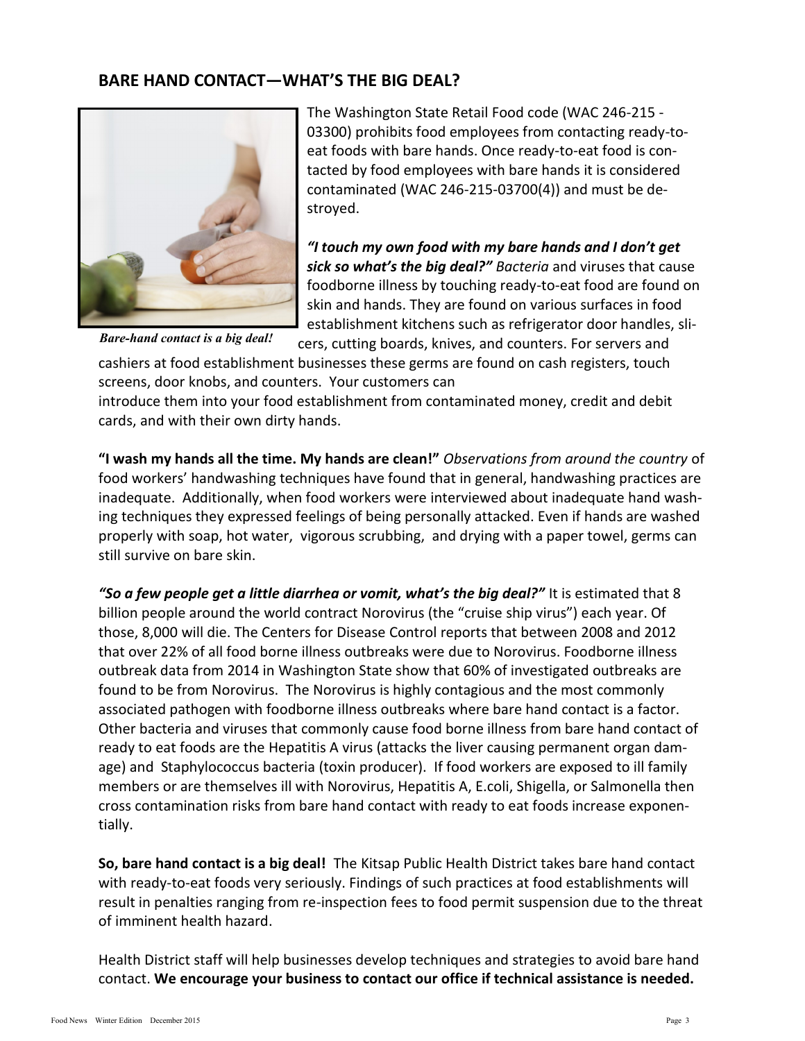## BARE HAND CONTACT—WHAT'S THE BIG DEAL?

*Bare-hand contact is a big deal!*

The Washington State Retail Food code (WAC 246-215 -03300) prohibits food employees from contacting ready-to-eat foods with bare hands. Once ready-to-eat food is contacted by food employees with bare hands it is considered contaminated (WAC 246-215-03700(4)) and must be destroyed.

***"I touch my own food with my bare hands and I don't get sick so what's the big deal?"*** *Bacteria* and viruses that cause foodborne illness by touching ready-to-eat food are found on skin and hands. They are found on various surfaces in food establishment kitchens such as refrigerator door handles, slicers, cutting boards, knives, and counters. For servers and cashiers at food establishment businesses these germs are found on cash registers, touch screens, door knobs, and counters. Your customers can introduce them into your food establishment from contaminated money, credit and debit cards, and with their own dirty hands.

**"I wash my hands all the time. My hands are clean!"** *Observations from around the country* of food workers' handwashing techniques have found that in general, handwashing practices are inadequate. Additionally, when food workers were interviewed about inadequate hand washing techniques they expressed feelings of being personally attacked. Even if hands are washed properly with soap, hot water, vigorous scrubbing, and drying with a paper towel, germs can still survive on bare skin.

***"So a few people get a little diarrhea or vomit, what's the big deal?"*** It is estimated that 8 billion people around the world contract Norovirus (the "cruise ship virus") each year. Of those, 8,000 will die. The Centers for Disease Control reports that between 2008 and 2012 that over 22% of all food borne illness outbreaks were due to Norovirus. Foodborne illness outbreak data from 2014 in Washington State show that 60% of investigated outbreaks are found to be from Norovirus. The Norovirus is highly contagious and the most commonly associated pathogen with foodborne illness outbreaks where bare hand contact is a factor. Other bacteria and viruses that commonly cause food borne illness from bare hand contact of ready to eat foods are the Hepatitis A virus (attacks the liver causing permanent organ damage) and Staphylococcus bacteria (toxin producer). If food workers are exposed to ill family members or are themselves ill with Norovirus, Hepatitis A, E.coli, Shigella, or Salmonella then cross contamination risks from bare hand contact with ready to eat foods increase exponentially.

**So, bare hand contact is a big deal!** The Kitsap Public Health District takes bare hand contact with ready-to-eat foods very seriously. Findings of such practices at food establishments will result in penalties ranging from re-inspection fees to food permit suspension due to the threat of imminent health hazard.

Health District staff will help businesses develop techniques and strategies to avoid bare hand contact. **We encourage your business to contact our office if technical assistance is needed.**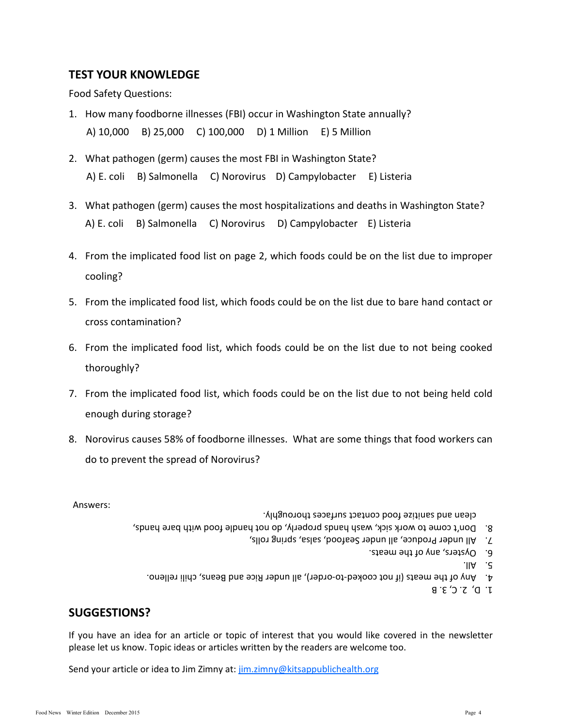## TEST YOUR KNOWLEDGE

Food Safety Questions:

1. How many foodborne illnesses (FBI) occur in Washington State annually?

   A) 10,000 B) 25,000 C) 100,000 D) 1 Million E) 5 Million

2. What pathogen (germ) causes the most FBI in Washington State?

   A) E. coli B) Salmonella C) Norovirus D) Campylobacter E) Listeria

3. What pathogen (germ) causes the most hospitalizations and deaths in Washington State?

   A) E. coli B) Salmonella C) Norovirus D) Campylobacter E) Listeria

4. From the implicated food list on page 2, which foods could be on the list due to improper cooling?

5. From the implicated food list, which foods could be on the list due to bare hand contact or cross contamination?

6. From the implicated food list, which foods could be on the list due to not being cooked thoroughly?

7. From the implicated food list, which foods could be on the list due to not being held cold enough during storage?

8. Norovirus causes 58% of foodborne illnesses. What are some things that food workers can do to prevent the spread of Norovirus?

Answers:

1. D, 2. C, 3. B
4. Any of the meats (if not cooked-to-order), all under Rice and Beans, chili relleno.
5. All.
6. Oysters, any of the meats.
7. All under Produce, all under Seafood, salsa, spring rolls,
8. Don't come to work sick, wash hands properly, do not handle food with bare hands, clean and sanitize food contact surfaces thoroughly.

## SUGGESTIONS?

If you have an idea for an article or topic of interest that you would like covered in the newsletter please let us know. Topic ideas or articles written by the readers are welcome too.

Send your article or idea to Jim Zimny at: jim.zimny@kitsappublichealth.org